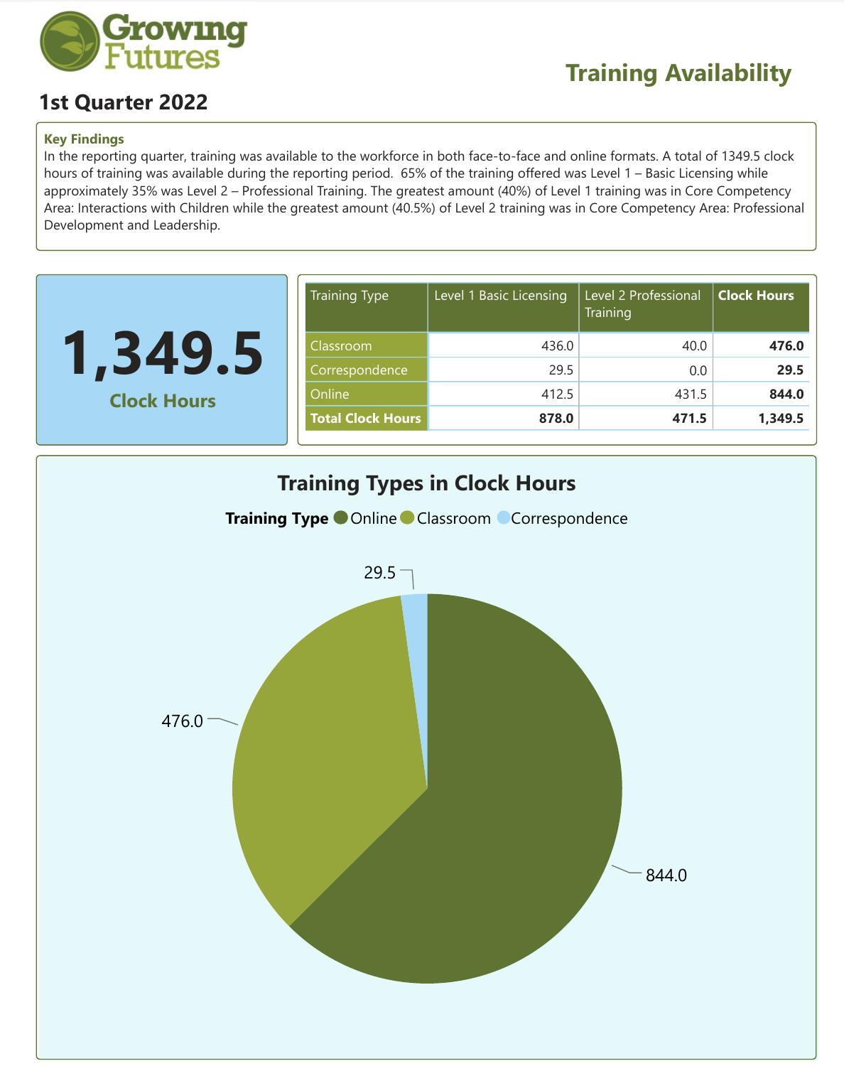# Growing Futures

## Training Availability

## 1st Quarter 2022

**Key Findings**

In the reporting quarter, training was available to the workforce in both face-to-face and online formats. A total of 1349.5 clock hours of training was available during the reporting period. 65% of the training offered was Level 1 – Basic Licensing while approximately 35% was Level 2 – Professional Training. The greatest amount (40%) of Level 1 training was in Core Competency Area: Interactions with Children while the greatest amount (40.5%) of Level 2 training was in Core Competency Area: Professional Development and Leadership.

**1,349.5**

**Clock Hours**

| Training Type | Level 1 Basic Licensing | Level 2 Professional Training | **Clock Hours** |
|---|---|---|---|
| Classroom | 436.0 | 40.0 | **476.0** |
| Correspondence | 29.5 | 0.0 | **29.5** |
| Online | 412.5 | 431.5 | **844.0** |
| **Total Clock Hours** | **878.0** | **471.5** | **1,349.5** |

### Training Types in Clock Hours

**Training Type**: Online, Classroom, Correspondence

| Training Type | Clock Hours |
|---|---|
| Online | 844.0 |
| Classroom | 476.0 |
| Correspondence | 29.5 |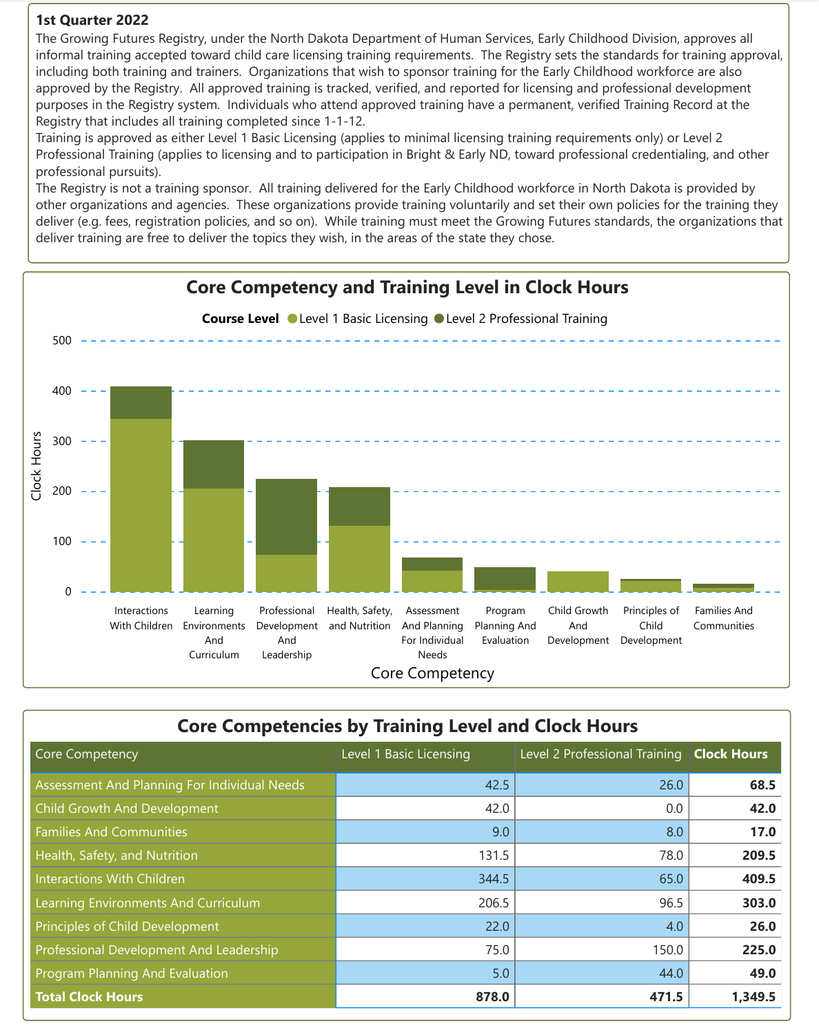**1st Quarter 2022**

The Growing Futures Registry, under the North Dakota Department of Human Services, Early Childhood Division, approves all informal training accepted toward child care licensing training requirements. The Registry sets the standards for training approval, including both training and trainers. Organizations that wish to sponsor training for the Early Childhood workforce are also approved by the Registry. All approved training is tracked, verified, and reported for licensing and professional development purposes in the Registry system. Individuals who attend approved training have a permanent, verified Training Record at the Registry that includes all training completed since 1-1-12.

Training is approved as either Level 1 Basic Licensing (applies to minimal licensing training requirements only) or Level 2 Professional Training (applies to licensing and to participation in Bright & Early ND, toward professional credentialing, and other professional pursuits).

The Registry is not a training sponsor. All training delivered for the Early Childhood workforce in North Dakota is provided by other organizations and agencies. These organizations provide training voluntarily and set their own policies for the training they deliver (e.g. fees, registration policies, and so on). While training must meet the Growing Futures standards, the organizations that deliver training are free to deliver the topics they wish, in the areas of the state they chose.

## Core Competency and Training Level in Clock Hours

Course Level: Level 1 Basic Licensing, Level 2 Professional Training

Clock Hours

500
400
300
200
100
0

Interactions With Children
Learning Environments And Curriculum
Professional Development And Leadership
Health, Safety, and Nutrition
Assessment And Planning For Individual Needs
Program Planning And Evaluation
Child Growth And Development
Principles of Child Development
Families And Communities

Core Competency

## Core Competencies by Training Level and Clock Hours

| Core Competency | Level 1 Basic Licensing | Level 2 Professional Training | Clock Hours |
|---|---|---|---|
| Assessment And Planning For Individual Needs | 42.5 | 26.0 | **68.5** |
| Child Growth And Development | 42.0 | 0.0 | **42.0** |
| Families And Communities | 9.0 | 8.0 | **17.0** |
| Health, Safety, and Nutrition | 131.5 | 78.0 | **209.5** |
| Interactions With Children | 344.5 | 65.0 | **409.5** |
| Learning Environments And Curriculum | 206.5 | 96.5 | **303.0** |
| Principles of Child Development | 22.0 | 4.0 | **26.0** |
| Professional Development And Leadership | 75.0 | 150.0 | **225.0** |
| Program Planning And Evaluation | 5.0 | 44.0 | **49.0** |
| **Total Clock Hours** | **878.0** | **471.5** | **1,349.5** |